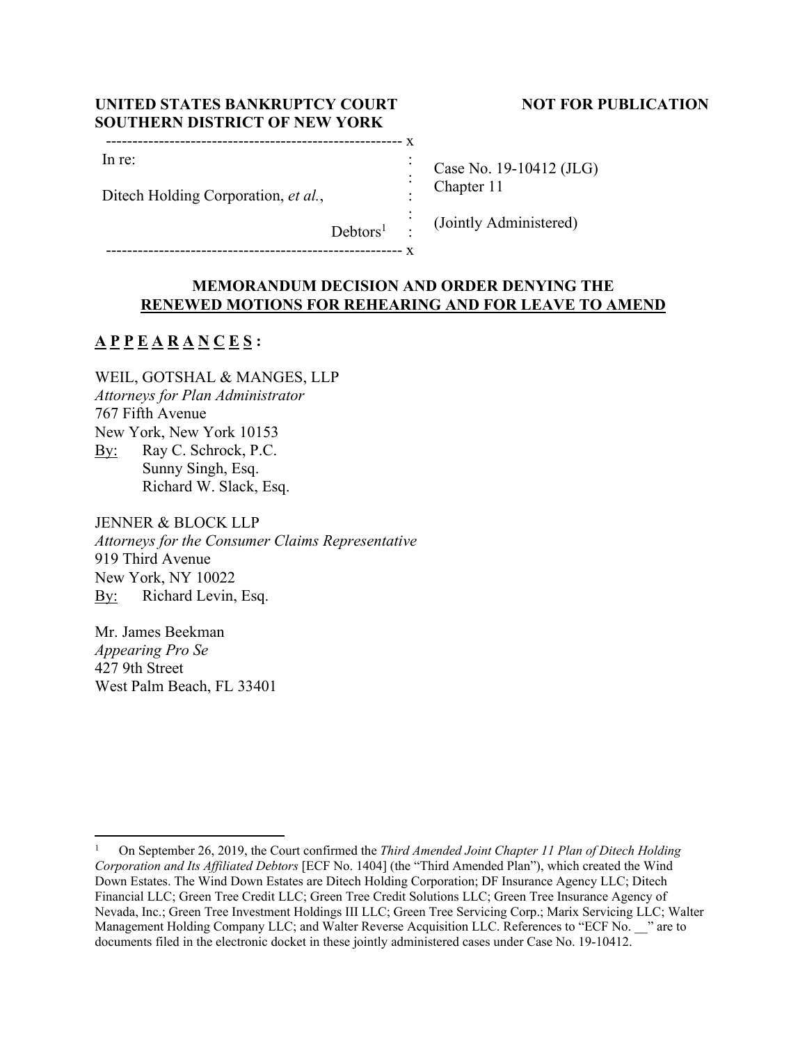**UNITED STATES BANKRUPTCY COURT**
**SOUTHERN DISTRICT OF NEW YORK**

**NOT FOR PUBLICATION**

| | | |
|---|---|---|
| In re: | : | Case No. 19-10412 (JLG) |
| | : | Chapter 11 |
| Ditech Holding Corporation, *et al.*, | : | |
| | : | (Jointly Administered) |
| Debtors[1] | : | |

**MEMORANDUM DECISION AND ORDER DENYING THE RENEWED MOTIONS FOR REHEARING AND FOR LEAVE TO AMEND**

**A P P E A R A N C E S :**

WEIL, GOTSHAL & MANGES, LLP
*Attorneys for Plan Administrator*
767 Fifth Avenue
New York, New York 10153
By: Ray C. Schrock, P.C.
Sunny Singh, Esq.
Richard W. Slack, Esq.

JENNER & BLOCK LLP
*Attorneys for the Consumer Claims Representative*
919 Third Avenue
New York, NY 10022
By: Richard Levin, Esq.

Mr. James Beekman
*Appearing Pro Se*
427 9th Street
West Palm Beach, FL 33401

---

[1] On September 26, 2019, the Court confirmed the *Third Amended Joint Chapter 11 Plan of Ditech Holding Corporation and Its Affiliated Debtors* [ECF No. 1404] (the "Third Amended Plan"), which created the Wind Down Estates. The Wind Down Estates are Ditech Holding Corporation; DF Insurance Agency LLC; Ditech Financial LLC; Green Tree Credit LLC; Green Tree Credit Solutions LLC; Green Tree Insurance Agency of Nevada, Inc.; Green Tree Investment Holdings III LLC; Green Tree Servicing Corp.; Marix Servicing LLC; Walter Management Holding Company LLC; and Walter Reverse Acquisition LLC. References to "ECF No. __" are to documents filed in the electronic docket in these jointly administered cases under Case No. 19-10412.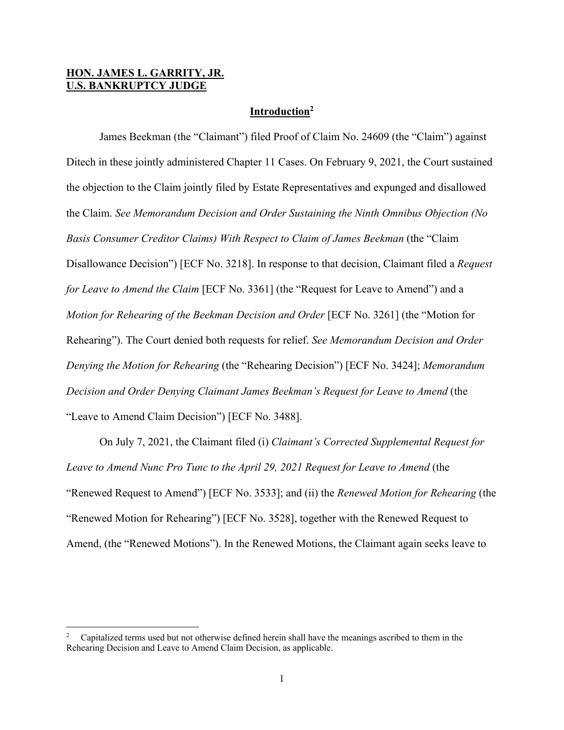**HON. JAMES L. GARRITY, JR.**
**U.S. BANKRUPTCY JUDGE**

## Introduction[2]

James Beekman (the "Claimant") filed Proof of Claim No. 24609 (the "Claim") against Ditech in these jointly administered Chapter 11 Cases. On February 9, 2021, the Court sustained the objection to the Claim jointly filed by Estate Representatives and expunged and disallowed the Claim. *See Memorandum Decision and Order Sustaining the Ninth Omnibus Objection (No Basis Consumer Creditor Claims) With Respect to Claim of James Beekman* (the "Claim Disallowance Decision") [ECF No. 3218]. In response to that decision, Claimant filed a *Request for Leave to Amend the Claim* [ECF No. 3361] (the "Request for Leave to Amend") and a *Motion for Rehearing of the Beekman Decision and Order* [ECF No. 3261] (the "Motion for Rehearing"). The Court denied both requests for relief. *See Memorandum Decision and Order Denying the Motion for Rehearing* (the "Rehearing Decision") [ECF No. 3424]; *Memorandum Decision and Order Denying Claimant James Beekman's Request for Leave to Amend* (the "Leave to Amend Claim Decision") [ECF No. 3488].

On July 7, 2021, the Claimant filed (i) *Claimant's Corrected Supplemental Request for Leave to Amend Nunc Pro Tunc to the April 29, 2021 Request for Leave to Amend* (the "Renewed Request to Amend") [ECF No. 3533]; and (ii) the *Renewed Motion for Rehearing* (the "Renewed Motion for Rehearing") [ECF No. 3528], together with the Renewed Request to Amend, (the "Renewed Motions"). In the Renewed Motions, the Claimant again seeks leave to

[2] Capitalized terms used but not otherwise defined herein shall have the meanings ascribed to them in the Rehearing Decision and Leave to Amend Claim Decision, as applicable.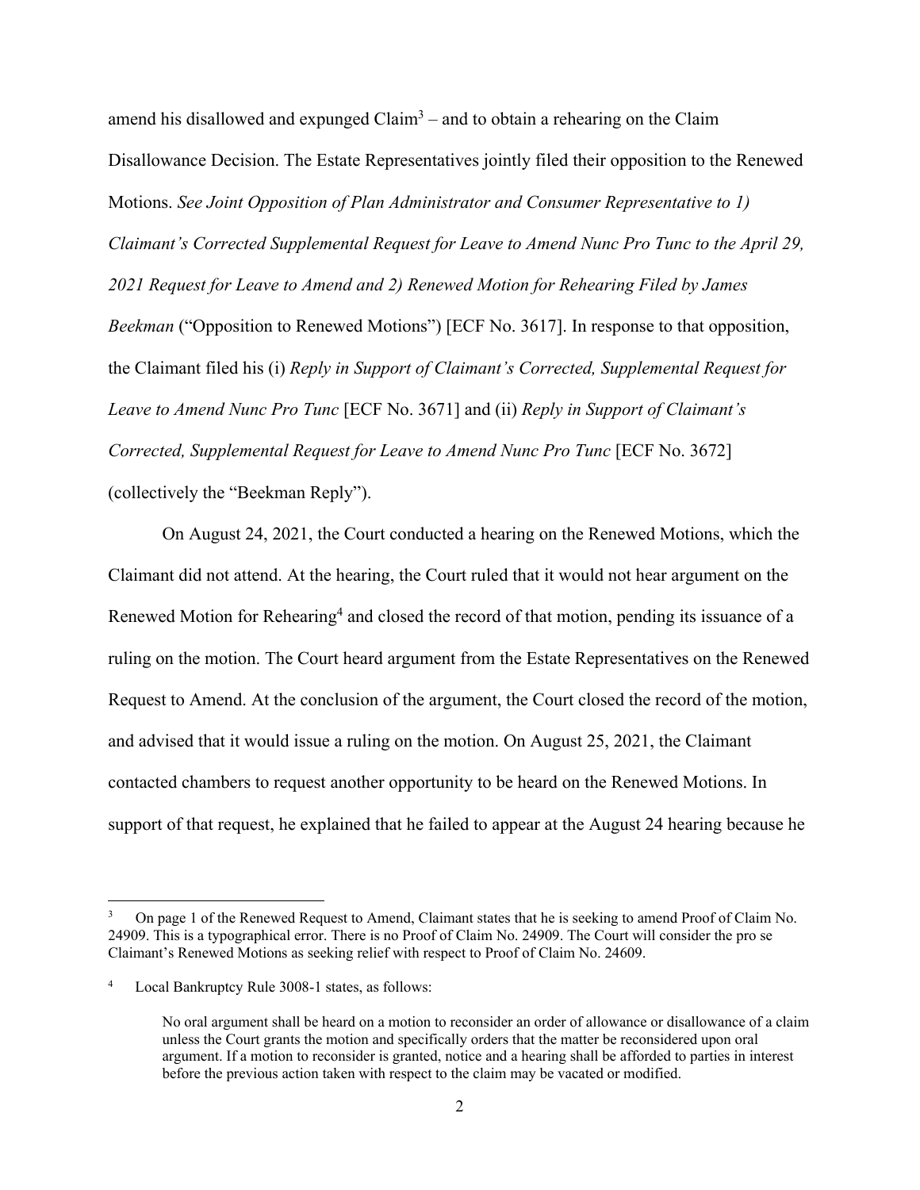amend his disallowed and expunged Claim[3] – and to obtain a rehearing on the Claim Disallowance Decision. The Estate Representatives jointly filed their opposition to the Renewed Motions. *See Joint Opposition of Plan Administrator and Consumer Representative to 1) Claimant's Corrected Supplemental Request for Leave to Amend Nunc Pro Tunc to the April 29, 2021 Request for Leave to Amend and 2) Renewed Motion for Rehearing Filed by James Beekman* ("Opposition to Renewed Motions") [ECF No. 3617]. In response to that opposition, the Claimant filed his (i) *Reply in Support of Claimant's Corrected, Supplemental Request for Leave to Amend Nunc Pro Tunc* [ECF No. 3671] and (ii) *Reply in Support of Claimant's Corrected, Supplemental Request for Leave to Amend Nunc Pro Tunc* [ECF No. 3672] (collectively the "Beekman Reply").

On August 24, 2021, the Court conducted a hearing on the Renewed Motions, which the Claimant did not attend. At the hearing, the Court ruled that it would not hear argument on the Renewed Motion for Rehearing[4] and closed the record of that motion, pending its issuance of a ruling on the motion. The Court heard argument from the Estate Representatives on the Renewed Request to Amend. At the conclusion of the argument, the Court closed the record of the motion, and advised that it would issue a ruling on the motion. On August 25, 2021, the Claimant contacted chambers to request another opportunity to be heard on the Renewed Motions. In support of that request, he explained that he failed to appear at the August 24 hearing because he

---

[3] On page 1 of the Renewed Request to Amend, Claimant states that he is seeking to amend Proof of Claim No. 24909. This is a typographical error. There is no Proof of Claim No. 24909. The Court will consider the pro se Claimant's Renewed Motions as seeking relief with respect to Proof of Claim No. 24609.

[4] Local Bankruptcy Rule 3008-1 states, as follows:

> No oral argument shall be heard on a motion to reconsider an order of allowance or disallowance of a claim unless the Court grants the motion and specifically orders that the matter be reconsidered upon oral argument. If a motion to reconsider is granted, notice and a hearing shall be afforded to parties in interest before the previous action taken with respect to the claim may be vacated or modified.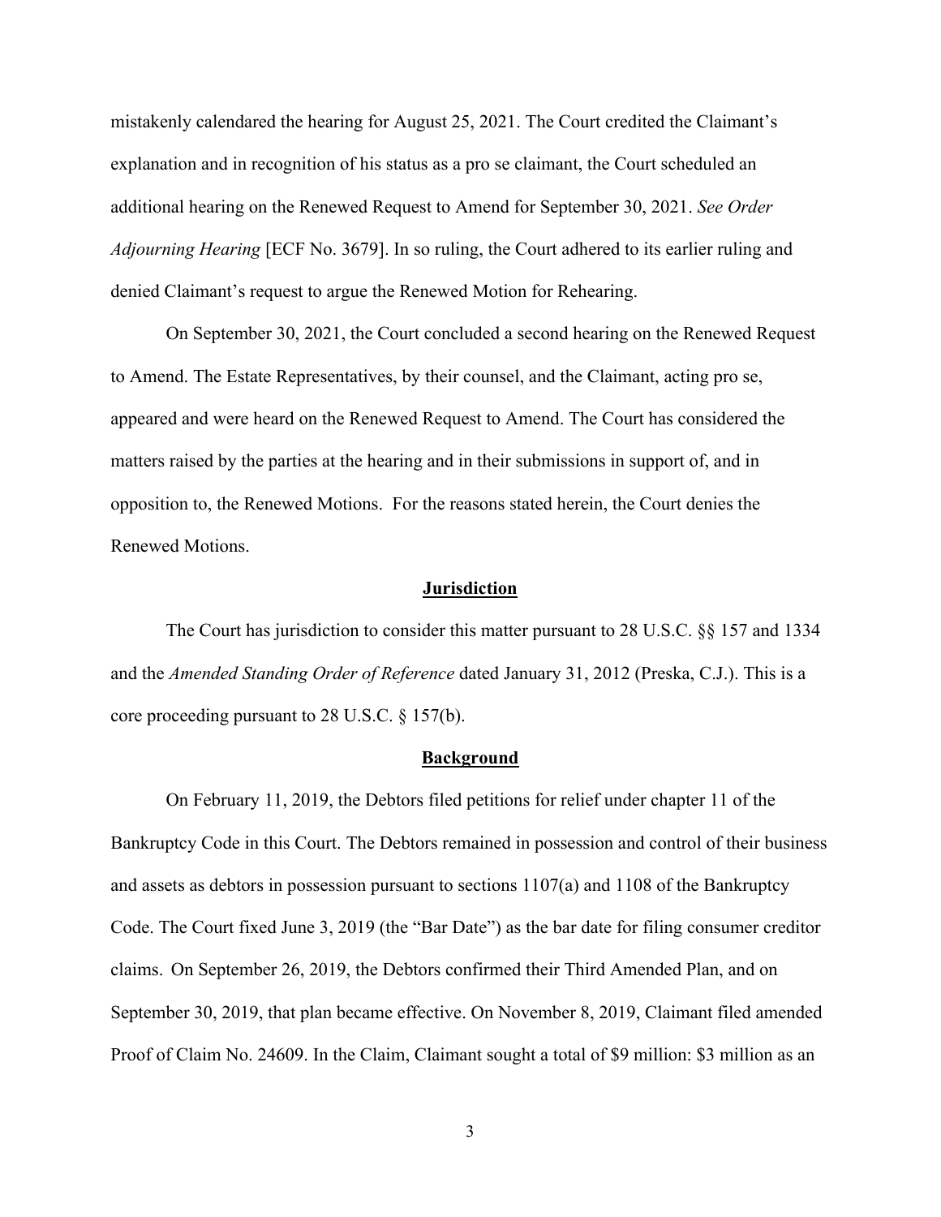mistakenly calendared the hearing for August 25, 2021. The Court credited the Claimant's explanation and in recognition of his status as a pro se claimant, the Court scheduled an additional hearing on the Renewed Request to Amend for September 30, 2021. *See Order Adjourning Hearing* [ECF No. 3679]. In so ruling, the Court adhered to its earlier ruling and denied Claimant's request to argue the Renewed Motion for Rehearing.

On September 30, 2021, the Court concluded a second hearing on the Renewed Request to Amend. The Estate Representatives, by their counsel, and the Claimant, acting pro se, appeared and were heard on the Renewed Request to Amend. The Court has considered the matters raised by the parties at the hearing and in their submissions in support of, and in opposition to, the Renewed Motions. For the reasons stated herein, the Court denies the Renewed Motions.

## Jurisdiction

The Court has jurisdiction to consider this matter pursuant to 28 U.S.C. §§ 157 and 1334 and the *Amended Standing Order of Reference* dated January 31, 2012 (Preska, C.J.). This is a core proceeding pursuant to 28 U.S.C. § 157(b).

## Background

On February 11, 2019, the Debtors filed petitions for relief under chapter 11 of the Bankruptcy Code in this Court. The Debtors remained in possession and control of their business and assets as debtors in possession pursuant to sections 1107(a) and 1108 of the Bankruptcy Code. The Court fixed June 3, 2019 (the "Bar Date") as the bar date for filing consumer creditor claims. On September 26, 2019, the Debtors confirmed their Third Amended Plan, and on September 30, 2019, that plan became effective. On November 8, 2019, Claimant filed amended Proof of Claim No. 24609. In the Claim, Claimant sought a total of $9 million: $3 million as an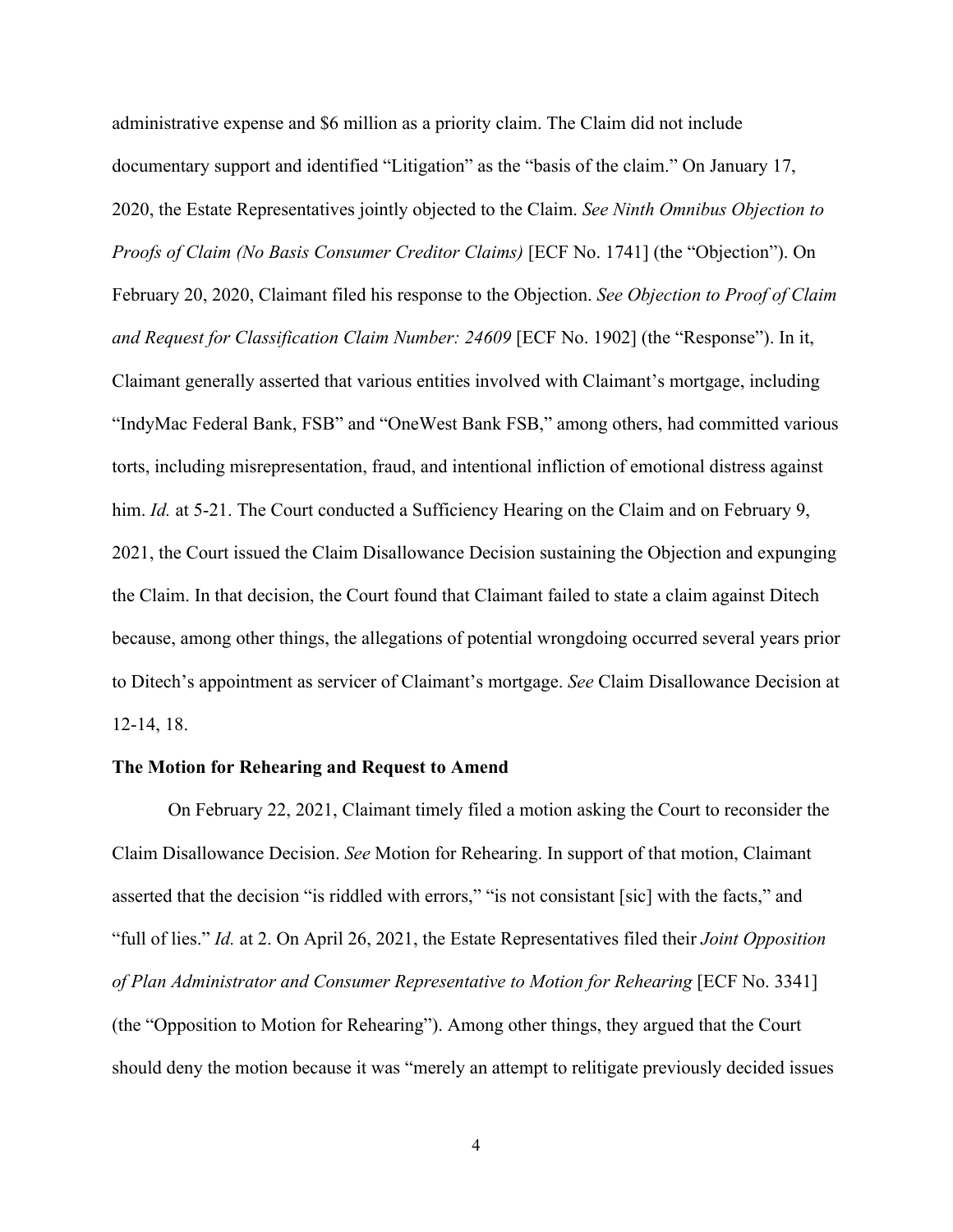administrative expense and $6 million as a priority claim. The Claim did not include documentary support and identified "Litigation" as the "basis of the claim." On January 17, 2020, the Estate Representatives jointly objected to the Claim. *See Ninth Omnibus Objection to Proofs of Claim (No Basis Consumer Creditor Claims)* [ECF No. 1741] (the "Objection"). On February 20, 2020, Claimant filed his response to the Objection. *See Objection to Proof of Claim and Request for Classification Claim Number: 24609* [ECF No. 1902] (the "Response"). In it, Claimant generally asserted that various entities involved with Claimant's mortgage, including "IndyMac Federal Bank, FSB" and "OneWest Bank FSB," among others, had committed various torts, including misrepresentation, fraud, and intentional infliction of emotional distress against him. *Id.* at 5-21. The Court conducted a Sufficiency Hearing on the Claim and on February 9, 2021, the Court issued the Claim Disallowance Decision sustaining the Objection and expunging the Claim. In that decision, the Court found that Claimant failed to state a claim against Ditech because, among other things, the allegations of potential wrongdoing occurred several years prior to Ditech's appointment as servicer of Claimant's mortgage. *See* Claim Disallowance Decision at 12-14, 18.

**The Motion for Rehearing and Request to Amend**

On February 22, 2021, Claimant timely filed a motion asking the Court to reconsider the Claim Disallowance Decision. *See* Motion for Rehearing. In support of that motion, Claimant asserted that the decision "is riddled with errors," "is not consistant [sic] with the facts," and "full of lies." *Id.* at 2. On April 26, 2021, the Estate Representatives filed their *Joint Opposition of Plan Administrator and Consumer Representative to Motion for Rehearing* [ECF No. 3341] (the "Opposition to Motion for Rehearing"). Among other things, they argued that the Court should deny the motion because it was "merely an attempt to relitigate previously decided issues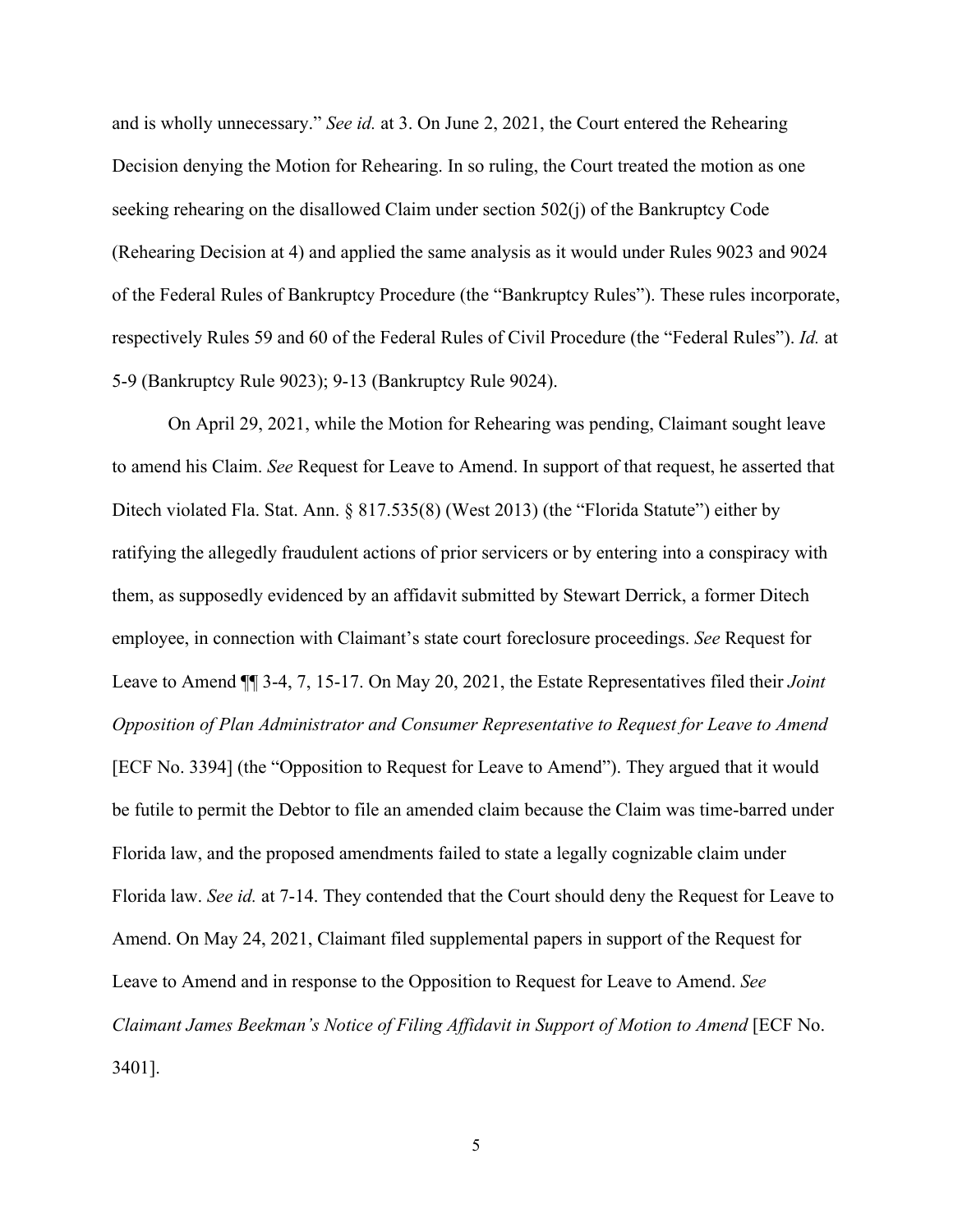and is wholly unnecessary." *See id.* at 3. On June 2, 2021, the Court entered the Rehearing Decision denying the Motion for Rehearing. In so ruling, the Court treated the motion as one seeking rehearing on the disallowed Claim under section 502(j) of the Bankruptcy Code (Rehearing Decision at 4) and applied the same analysis as it would under Rules 9023 and 9024 of the Federal Rules of Bankruptcy Procedure (the "Bankruptcy Rules"). These rules incorporate, respectively Rules 59 and 60 of the Federal Rules of Civil Procedure (the "Federal Rules"). *Id.* at 5-9 (Bankruptcy Rule 9023); 9-13 (Bankruptcy Rule 9024).

On April 29, 2021, while the Motion for Rehearing was pending, Claimant sought leave to amend his Claim. *See* Request for Leave to Amend. In support of that request, he asserted that Ditech violated Fla. Stat. Ann. § 817.535(8) (West 2013) (the "Florida Statute") either by ratifying the allegedly fraudulent actions of prior servicers or by entering into a conspiracy with them, as supposedly evidenced by an affidavit submitted by Stewart Derrick, a former Ditech employee, in connection with Claimant's state court foreclosure proceedings. *See* Request for Leave to Amend ¶¶ 3-4, 7, 15-17. On May 20, 2021, the Estate Representatives filed their *Joint Opposition of Plan Administrator and Consumer Representative to Request for Leave to Amend* [ECF No. 3394] (the "Opposition to Request for Leave to Amend"). They argued that it would be futile to permit the Debtor to file an amended claim because the Claim was time-barred under Florida law, and the proposed amendments failed to state a legally cognizable claim under Florida law. *See id.* at 7-14. They contended that the Court should deny the Request for Leave to Amend. On May 24, 2021, Claimant filed supplemental papers in support of the Request for Leave to Amend and in response to the Opposition to Request for Leave to Amend. *See Claimant James Beekman's Notice of Filing Affidavit in Support of Motion to Amend* [ECF No. 3401].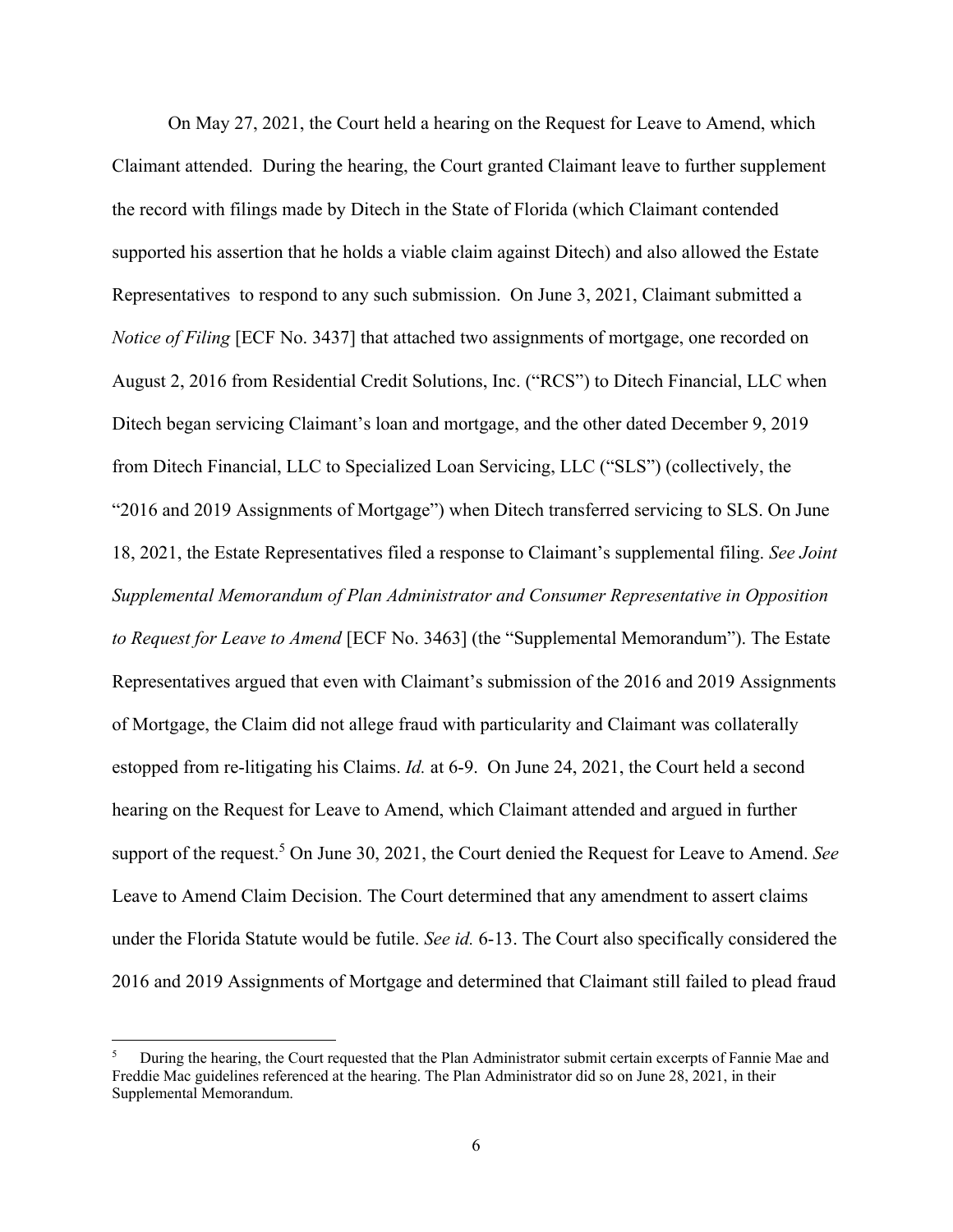On May 27, 2021, the Court held a hearing on the Request for Leave to Amend, which Claimant attended. During the hearing, the Court granted Claimant leave to further supplement the record with filings made by Ditech in the State of Florida (which Claimant contended supported his assertion that he holds a viable claim against Ditech) and also allowed the Estate Representatives to respond to any such submission. On June 3, 2021, Claimant submitted a *Notice of Filing* [ECF No. 3437] that attached two assignments of mortgage, one recorded on August 2, 2016 from Residential Credit Solutions, Inc. ("RCS") to Ditech Financial, LLC when Ditech began servicing Claimant's loan and mortgage, and the other dated December 9, 2019 from Ditech Financial, LLC to Specialized Loan Servicing, LLC ("SLS") (collectively, the "2016 and 2019 Assignments of Mortgage") when Ditech transferred servicing to SLS. On June 18, 2021, the Estate Representatives filed a response to Claimant's supplemental filing. *See Joint Supplemental Memorandum of Plan Administrator and Consumer Representative in Opposition to Request for Leave to Amend* [ECF No. 3463] (the "Supplemental Memorandum"). The Estate Representatives argued that even with Claimant's submission of the 2016 and 2019 Assignments of Mortgage, the Claim did not allege fraud with particularity and Claimant was collaterally estopped from re-litigating his Claims. *Id.* at 6-9. On June 24, 2021, the Court held a second hearing on the Request for Leave to Amend, which Claimant attended and argued in further support of the request.[5] On June 30, 2021, the Court denied the Request for Leave to Amend. *See* Leave to Amend Claim Decision. The Court determined that any amendment to assert claims under the Florida Statute would be futile. *See id.* 6-13. The Court also specifically considered the 2016 and 2019 Assignments of Mortgage and determined that Claimant still failed to plead fraud

---

[5] During the hearing, the Court requested that the Plan Administrator submit certain excerpts of Fannie Mae and Freddie Mac guidelines referenced at the hearing. The Plan Administrator did so on June 28, 2021, in their Supplemental Memorandum.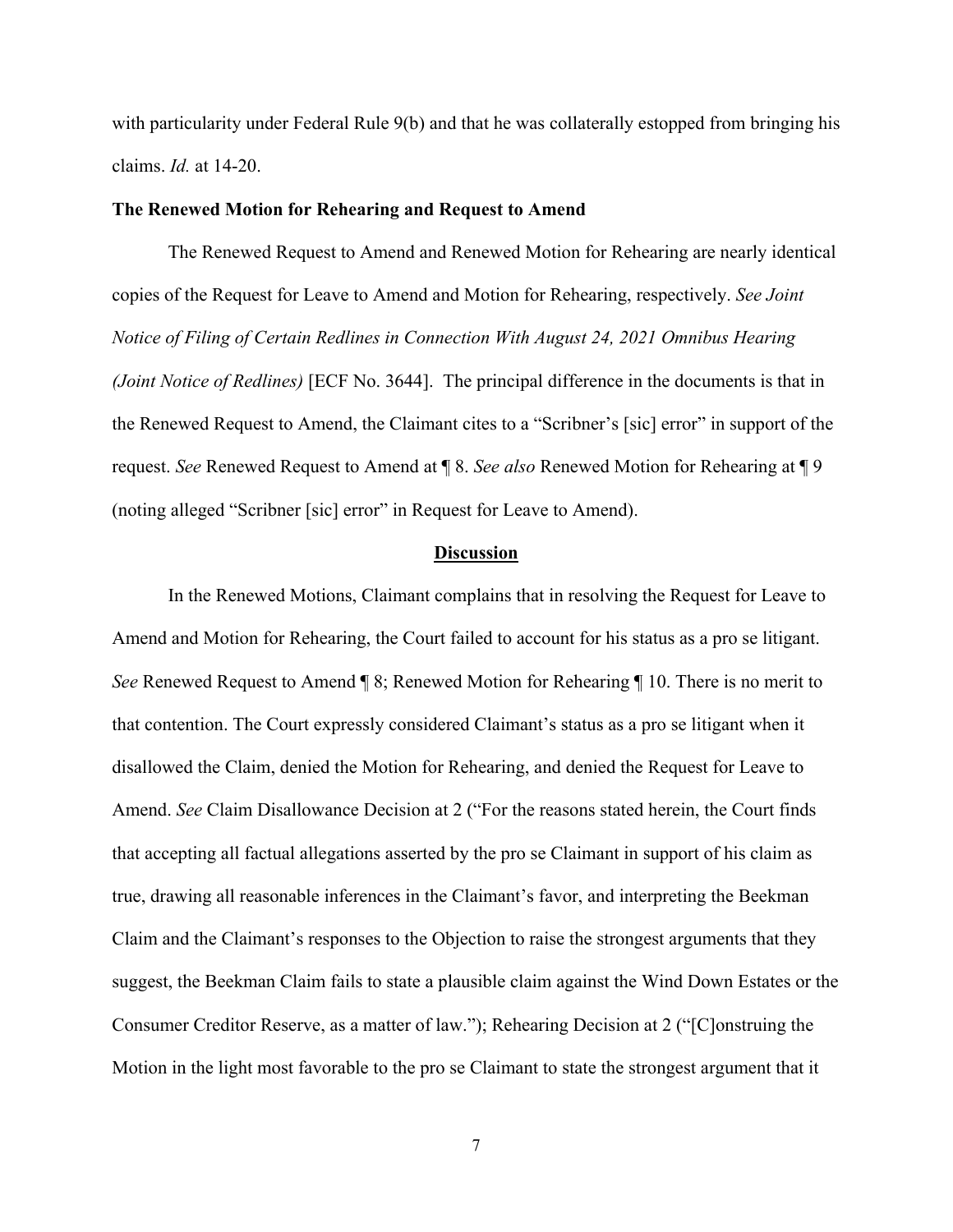with particularity under Federal Rule 9(b) and that he was collaterally estopped from bringing his claims. *Id.* at 14-20.

**The Renewed Motion for Rehearing and Request to Amend**

The Renewed Request to Amend and Renewed Motion for Rehearing are nearly identical copies of the Request for Leave to Amend and Motion for Rehearing, respectively. *See Joint Notice of Filing of Certain Redlines in Connection With August 24, 2021 Omnibus Hearing (Joint Notice of Redlines)* [ECF No. 3644]. The principal difference in the documents is that in the Renewed Request to Amend, the Claimant cites to a "Scribner's [sic] error" in support of the request. *See* Renewed Request to Amend at ¶ 8. *See also* Renewed Motion for Rehearing at ¶ 9 (noting alleged "Scribner [sic] error" in Request for Leave to Amend).

## Discussion

In the Renewed Motions, Claimant complains that in resolving the Request for Leave to Amend and Motion for Rehearing, the Court failed to account for his status as a pro se litigant. *See* Renewed Request to Amend ¶ 8; Renewed Motion for Rehearing ¶ 10. There is no merit to that contention. The Court expressly considered Claimant's status as a pro se litigant when it disallowed the Claim, denied the Motion for Rehearing, and denied the Request for Leave to Amend. *See* Claim Disallowance Decision at 2 ("For the reasons stated herein, the Court finds that accepting all factual allegations asserted by the pro se Claimant in support of his claim as true, drawing all reasonable inferences in the Claimant's favor, and interpreting the Beekman Claim and the Claimant's responses to the Objection to raise the strongest arguments that they suggest, the Beekman Claim fails to state a plausible claim against the Wind Down Estates or the Consumer Creditor Reserve, as a matter of law."); Rehearing Decision at 2 ("[C]onstruing the Motion in the light most favorable to the pro se Claimant to state the strongest argument that it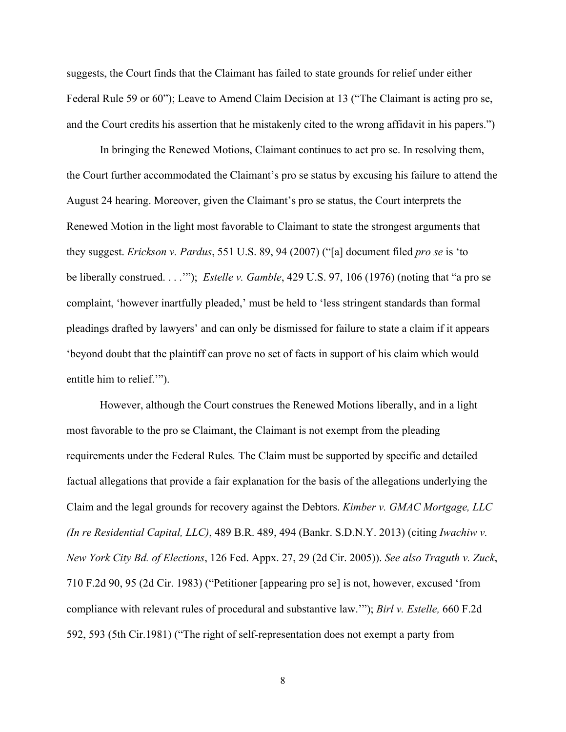suggests, the Court finds that the Claimant has failed to state grounds for relief under either Federal Rule 59 or 60"); Leave to Amend Claim Decision at 13 ("The Claimant is acting pro se, and the Court credits his assertion that he mistakenly cited to the wrong affidavit in his papers.")

In bringing the Renewed Motions, Claimant continues to act pro se. In resolving them, the Court further accommodated the Claimant's pro se status by excusing his failure to attend the August 24 hearing. Moreover, given the Claimant's pro se status, the Court interprets the Renewed Motion in the light most favorable to Claimant to state the strongest arguments that they suggest. *Erickson v. Pardus*, 551 U.S. 89, 94 (2007) ("[a] document filed *pro se* is 'to be liberally construed. . . .'"); *Estelle v. Gamble*, 429 U.S. 97, 106 (1976) (noting that "a pro se complaint, 'however inartfully pleaded,' must be held to 'less stringent standards than formal pleadings drafted by lawyers' and can only be dismissed for failure to state a claim if it appears 'beyond doubt that the plaintiff can prove no set of facts in support of his claim which would entitle him to relief.'").

However, although the Court construes the Renewed Motions liberally, and in a light most favorable to the pro se Claimant, the Claimant is not exempt from the pleading requirements under the Federal Rules*.* The Claim must be supported by specific and detailed factual allegations that provide a fair explanation for the basis of the allegations underlying the Claim and the legal grounds for recovery against the Debtors. *Kimber v. GMAC Mortgage, LLC (In re Residential Capital, LLC)*, 489 B.R. 489, 494 (Bankr. S.D.N.Y. 2013) (citing *Iwachiw v. New York City Bd. of Elections*, 126 Fed. Appx. 27, 29 (2d Cir. 2005)). *See also Traguth v. Zuck*, 710 F.2d 90, 95 (2d Cir. 1983) ("Petitioner [appearing pro se] is not, however, excused 'from compliance with relevant rules of procedural and substantive law.'"); *Birl v. Estelle,* 660 F.2d 592, 593 (5th Cir.1981) ("The right of self-representation does not exempt a party from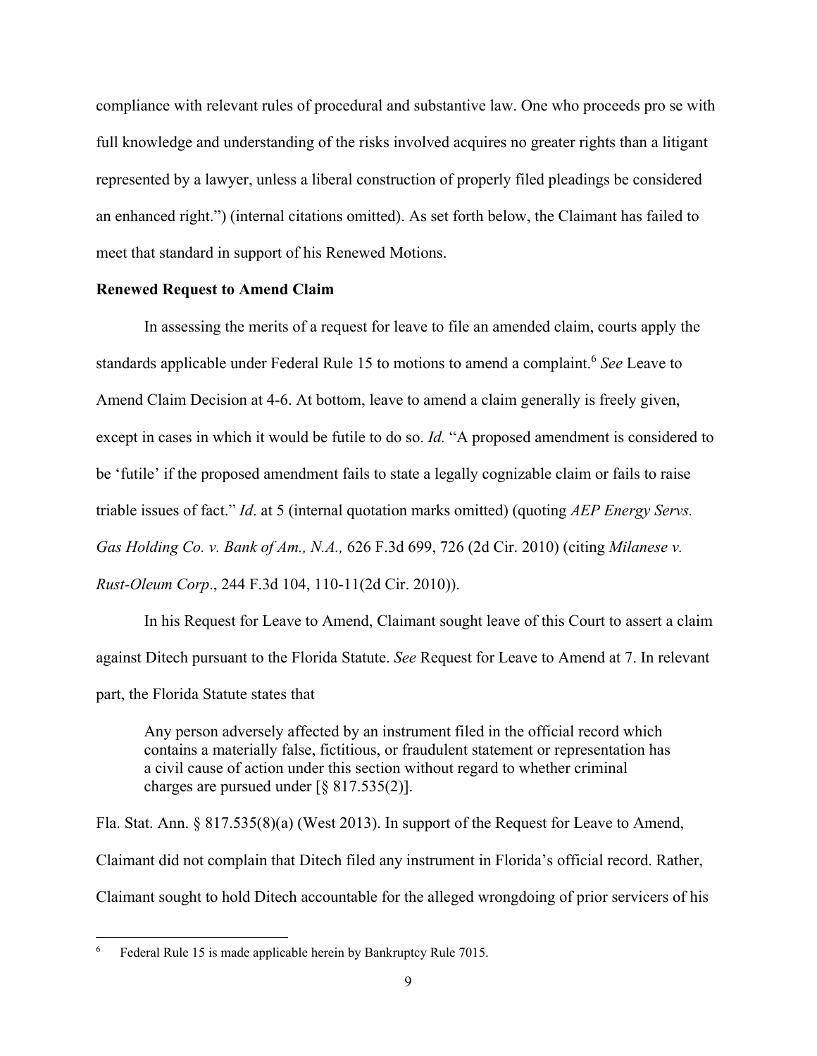compliance with relevant rules of procedural and substantive law. One who proceeds pro se with full knowledge and understanding of the risks involved acquires no greater rights than a litigant represented by a lawyer, unless a liberal construction of properly filed pleadings be considered an enhanced right.") (internal citations omitted). As set forth below, the Claimant has failed to meet that standard in support of his Renewed Motions.

**Renewed Request to Amend Claim**

In assessing the merits of a request for leave to file an amended claim, courts apply the standards applicable under Federal Rule 15 to motions to amend a complaint.[6] *See* Leave to Amend Claim Decision at 4-6. At bottom, leave to amend a claim generally is freely given, except in cases in which it would be futile to do so. *Id.* "A proposed amendment is considered to be 'futile' if the proposed amendment fails to state a legally cognizable claim or fails to raise triable issues of fact." *Id*. at 5 (internal quotation marks omitted) (quoting *AEP Energy Servs. Gas Holding Co. v. Bank of Am., N.A.,* 626 F.3d 699, 726 (2d Cir. 2010) (citing *Milanese v. Rust-Oleum Corp*., 244 F.3d 104, 110-11(2d Cir. 2010)).

In his Request for Leave to Amend, Claimant sought leave of this Court to assert a claim against Ditech pursuant to the Florida Statute. *See* Request for Leave to Amend at 7. In relevant part, the Florida Statute states that

> Any person adversely affected by an instrument filed in the official record which contains a materially false, fictitious, or fraudulent statement or representation has a civil cause of action under this section without regard to whether criminal charges are pursued under [§ 817.535(2)].

Fla. Stat. Ann. § 817.535(8)(a) (West 2013). In support of the Request for Leave to Amend, Claimant did not complain that Ditech filed any instrument in Florida's official record. Rather, Claimant sought to hold Ditech accountable for the alleged wrongdoing of prior servicers of his

---

[6] Federal Rule 15 is made applicable herein by Bankruptcy Rule 7015.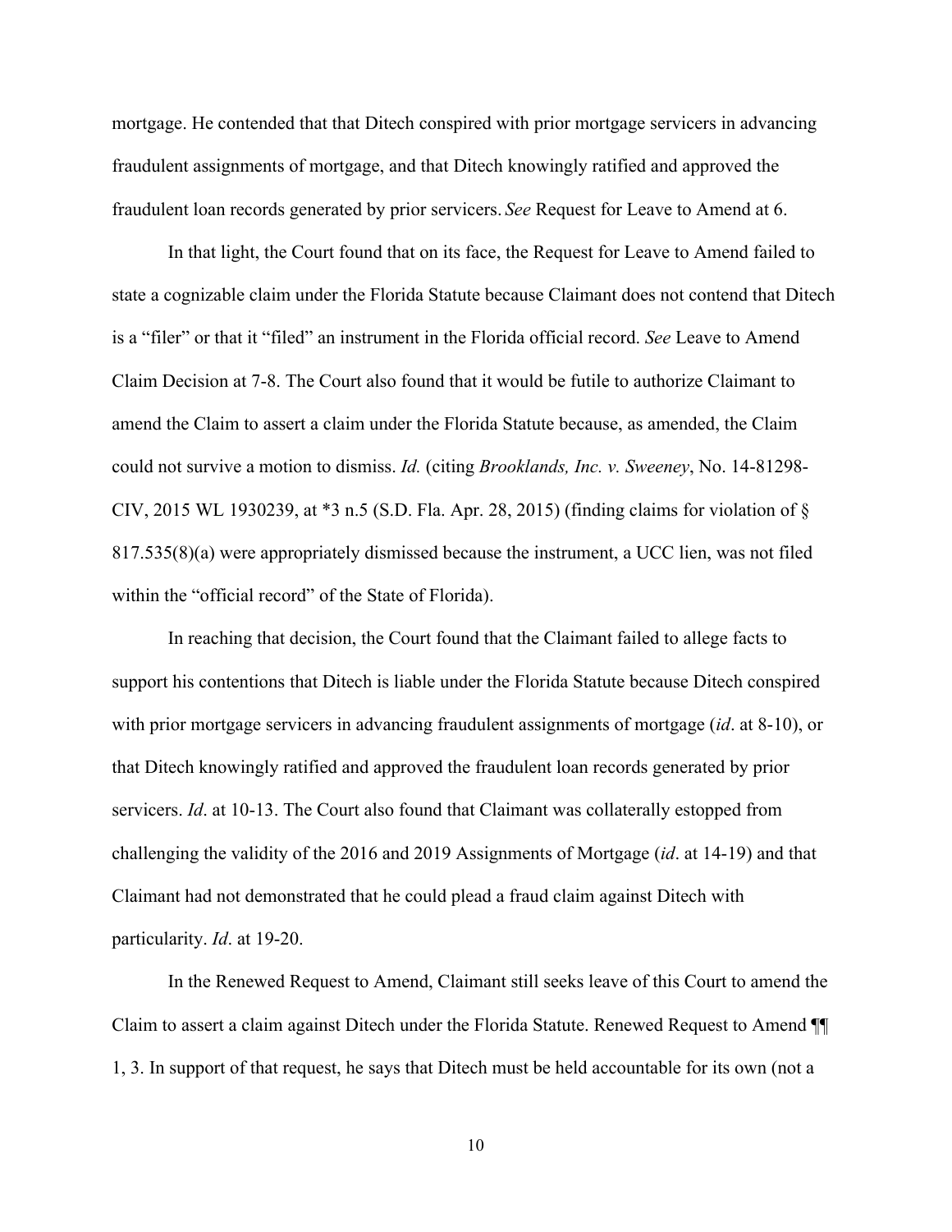mortgage. He contended that that Ditech conspired with prior mortgage servicers in advancing fraudulent assignments of mortgage, and that Ditech knowingly ratified and approved the fraudulent loan records generated by prior servicers. *See* Request for Leave to Amend at 6.

In that light, the Court found that on its face, the Request for Leave to Amend failed to state a cognizable claim under the Florida Statute because Claimant does not contend that Ditech is a "filer" or that it "filed" an instrument in the Florida official record. *See* Leave to Amend Claim Decision at 7-8. The Court also found that it would be futile to authorize Claimant to amend the Claim to assert a claim under the Florida Statute because, as amended, the Claim could not survive a motion to dismiss. *Id.* (citing *Brooklands, Inc. v. Sweeney*, No. 14-81298-CIV, 2015 WL 1930239, at *3 n.5 (S.D. Fla. Apr. 28, 2015) (finding claims for violation of § 817.535(8)(a) were appropriately dismissed because the instrument, a UCC lien, was not filed within the "official record" of the State of Florida).

In reaching that decision, the Court found that the Claimant failed to allege facts to support his contentions that Ditech is liable under the Florida Statute because Ditech conspired with prior mortgage servicers in advancing fraudulent assignments of mortgage (*id*. at 8-10), or that Ditech knowingly ratified and approved the fraudulent loan records generated by prior servicers. *Id*. at 10-13. The Court also found that Claimant was collaterally estopped from challenging the validity of the 2016 and 2019 Assignments of Mortgage (*id*. at 14-19) and that Claimant had not demonstrated that he could plead a fraud claim against Ditech with particularity. *Id*. at 19-20.

In the Renewed Request to Amend, Claimant still seeks leave of this Court to amend the Claim to assert a claim against Ditech under the Florida Statute. Renewed Request to Amend ¶¶ 1, 3. In support of that request, he says that Ditech must be held accountable for its own (not a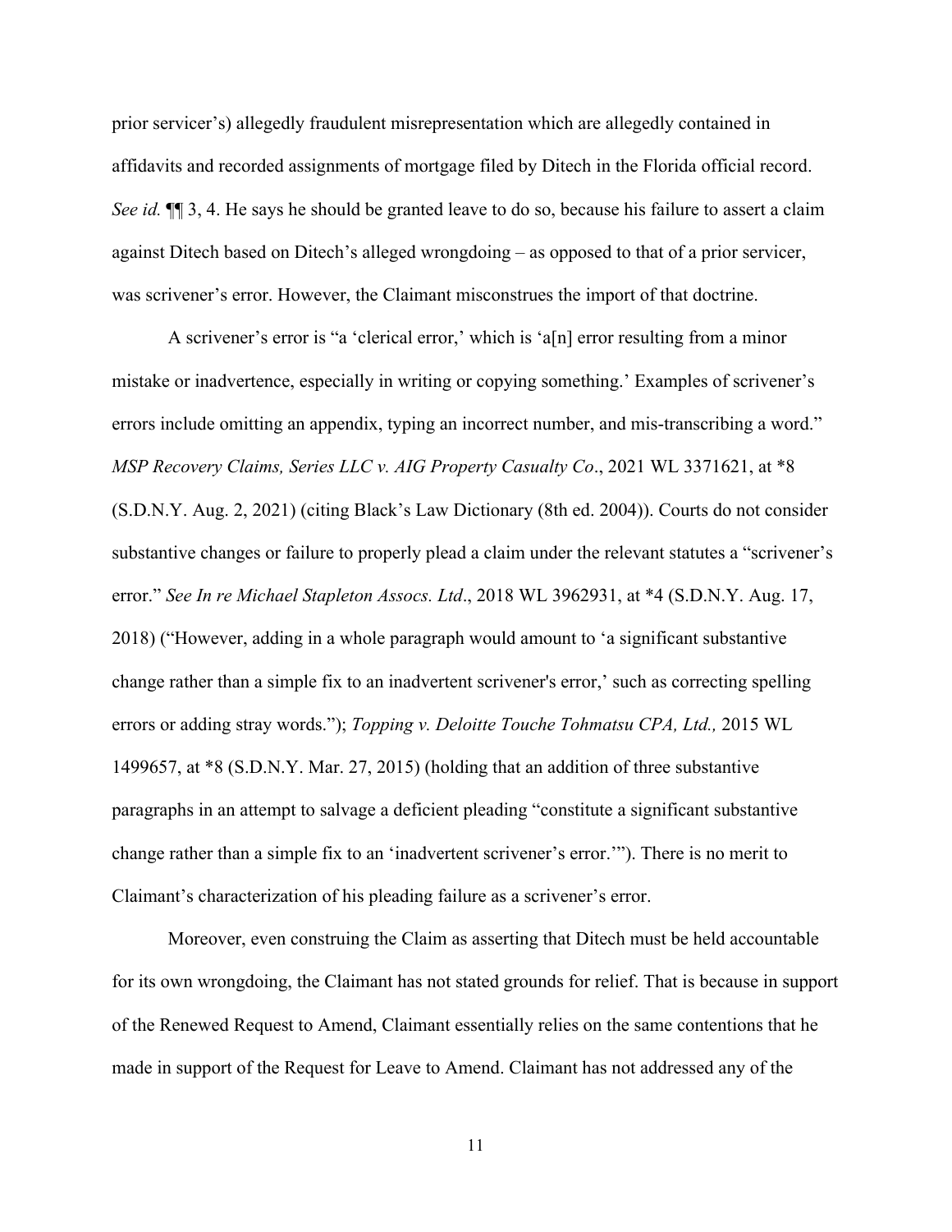prior servicer's) allegedly fraudulent misrepresentation which are allegedly contained in affidavits and recorded assignments of mortgage filed by Ditech in the Florida official record. *See id.* ¶¶ 3, 4. He says he should be granted leave to do so, because his failure to assert a claim against Ditech based on Ditech's alleged wrongdoing – as opposed to that of a prior servicer, was scrivener's error. However, the Claimant misconstrues the import of that doctrine.

A scrivener's error is "a 'clerical error,' which is 'a[n] error resulting from a minor mistake or inadvertence, especially in writing or copying something.' Examples of scrivener's errors include omitting an appendix, typing an incorrect number, and mis-transcribing a word." *MSP Recovery Claims, Series LLC v. AIG Property Casualty Co*., 2021 WL 3371621, at *8 (S.D.N.Y. Aug. 2, 2021) (citing Black's Law Dictionary (8th ed. 2004)). Courts do not consider substantive changes or failure to properly plead a claim under the relevant statutes a "scrivener's error." *See In re Michael Stapleton Assocs. Ltd*., 2018 WL 3962931, at *4 (S.D.N.Y. Aug. 17, 2018) ("However, adding in a whole paragraph would amount to 'a significant substantive change rather than a simple fix to an inadvertent scrivener's error,' such as correcting spelling errors or adding stray words."); *Topping v. Deloitte Touche Tohmatsu CPA, Ltd.,* 2015 WL 1499657, at *8 (S.D.N.Y. Mar. 27, 2015) (holding that an addition of three substantive paragraphs in an attempt to salvage a deficient pleading "constitute a significant substantive change rather than a simple fix to an 'inadvertent scrivener's error.'"). There is no merit to Claimant's characterization of his pleading failure as a scrivener's error.

Moreover, even construing the Claim as asserting that Ditech must be held accountable for its own wrongdoing, the Claimant has not stated grounds for relief. That is because in support of the Renewed Request to Amend, Claimant essentially relies on the same contentions that he made in support of the Request for Leave to Amend. Claimant has not addressed any of the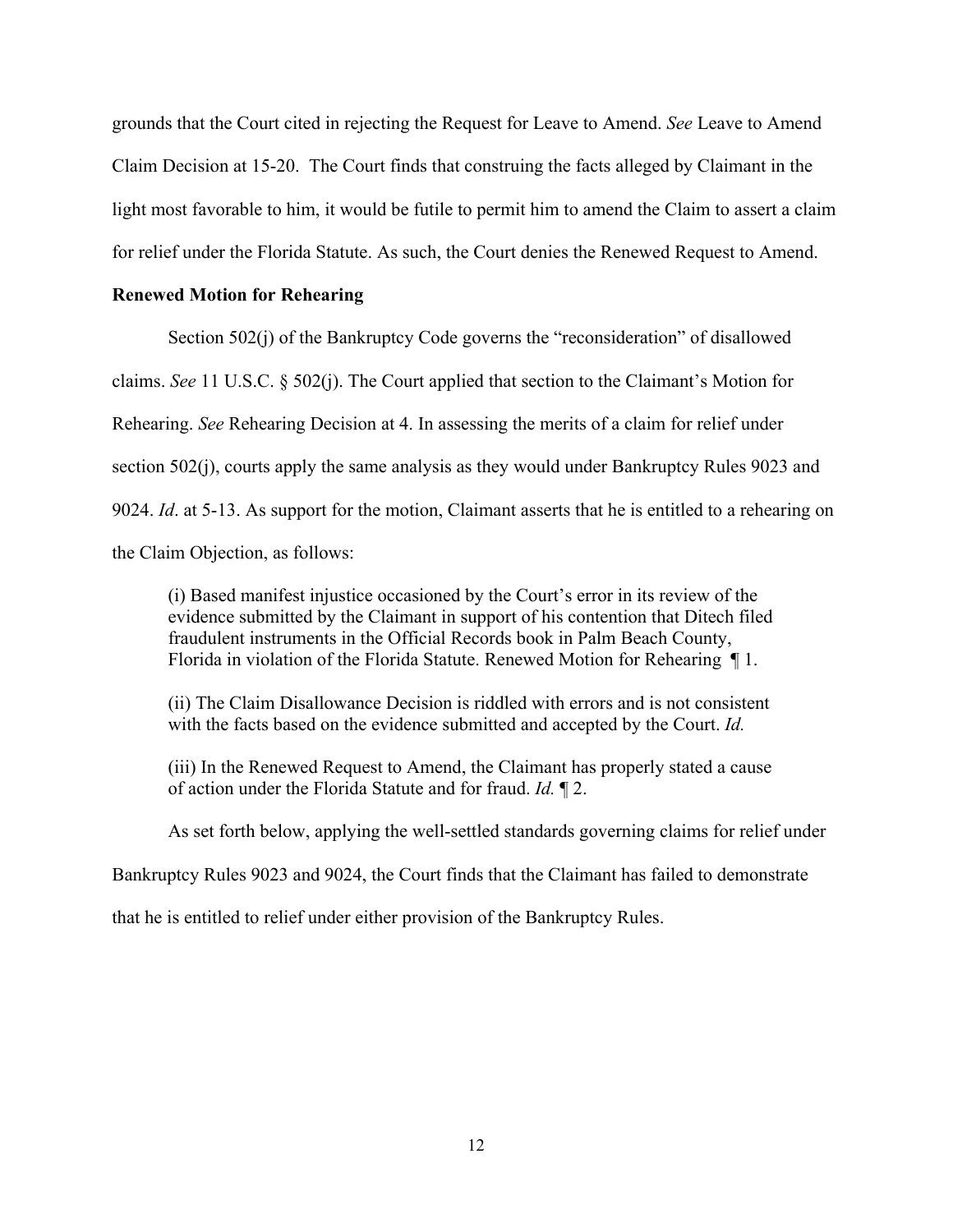grounds that the Court cited in rejecting the Request for Leave to Amend. *See* Leave to Amend Claim Decision at 15-20. The Court finds that construing the facts alleged by Claimant in the light most favorable to him, it would be futile to permit him to amend the Claim to assert a claim for relief under the Florida Statute. As such, the Court denies the Renewed Request to Amend.

**Renewed Motion for Rehearing**

Section 502(j) of the Bankruptcy Code governs the "reconsideration" of disallowed claims. *See* 11 U.S.C. § 502(j). The Court applied that section to the Claimant's Motion for Rehearing. *See* Rehearing Decision at 4. In assessing the merits of a claim for relief under section 502(j), courts apply the same analysis as they would under Bankruptcy Rules 9023 and 9024. *Id*. at 5-13. As support for the motion, Claimant asserts that he is entitled to a rehearing on the Claim Objection, as follows:

> (i) Based manifest injustice occasioned by the Court's error in its review of the evidence submitted by the Claimant in support of his contention that Ditech filed fraudulent instruments in the Official Records book in Palm Beach County, Florida in violation of the Florida Statute. Renewed Motion for Rehearing ¶ 1.
>
> (ii) The Claim Disallowance Decision is riddled with errors and is not consistent with the facts based on the evidence submitted and accepted by the Court. *Id.*
>
> (iii) In the Renewed Request to Amend, the Claimant has properly stated a cause of action under the Florida Statute and for fraud. *Id.* ¶ 2.

As set forth below, applying the well-settled standards governing claims for relief under Bankruptcy Rules 9023 and 9024, the Court finds that the Claimant has failed to demonstrate that he is entitled to relief under either provision of the Bankruptcy Rules.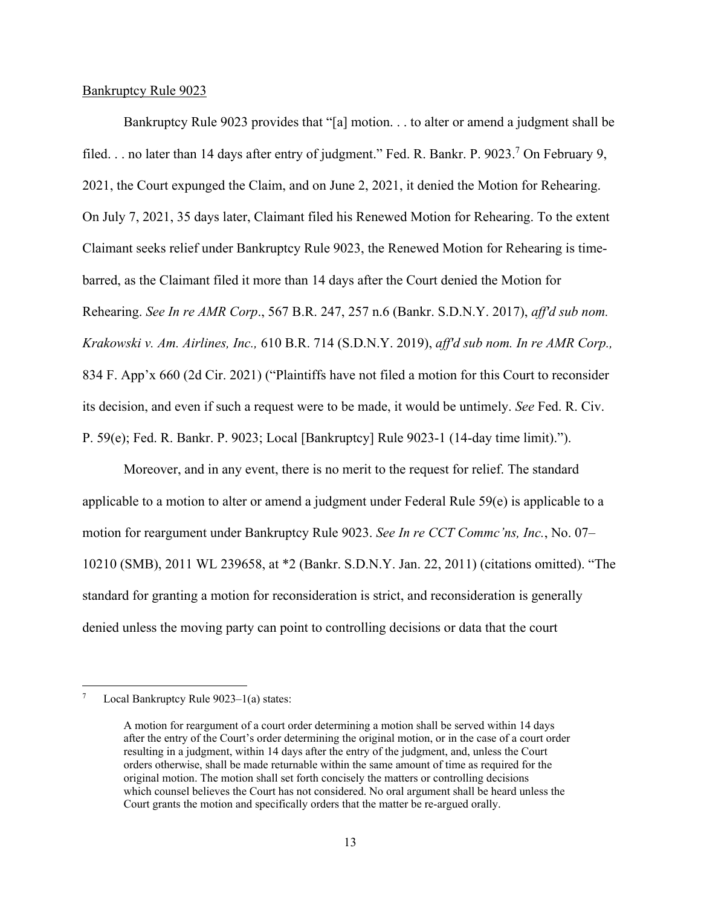Bankruptcy Rule 9023

Bankruptcy Rule 9023 provides that "[a] motion. . . to alter or amend a judgment shall be filed. . . no later than 14 days after entry of judgment." Fed. R. Bankr. P. 9023.[7] On February 9, 2021, the Court expunged the Claim, and on June 2, 2021, it denied the Motion for Rehearing. On July 7, 2021, 35 days later, Claimant filed his Renewed Motion for Rehearing. To the extent Claimant seeks relief under Bankruptcy Rule 9023, the Renewed Motion for Rehearing is time-barred, as the Claimant filed it more than 14 days after the Court denied the Motion for Rehearing. *See In re AMR Corp*., 567 B.R. 247, 257 n.6 (Bankr. S.D.N.Y. 2017), *aff'd sub nom. Krakowski v. Am. Airlines, Inc.,* 610 B.R. 714 (S.D.N.Y. 2019), *aff'd sub nom. In re AMR Corp.,* 834 F. App'x 660 (2d Cir. 2021) ("Plaintiffs have not filed a motion for this Court to reconsider its decision, and even if such a request were to be made, it would be untimely. *See* Fed. R. Civ. P. 59(e); Fed. R. Bankr. P. 9023; Local [Bankruptcy] Rule 9023-1 (14-day time limit).").

Moreover, and in any event, there is no merit to the request for relief. The standard applicable to a motion to alter or amend a judgment under Federal Rule 59(e) is applicable to a motion for reargument under Bankruptcy Rule 9023. *See In re CCT Commc'ns, Inc.*, No. 07–10210 (SMB), 2011 WL 239658, at *2 (Bankr. S.D.N.Y. Jan. 22, 2011) (citations omitted). "The standard for granting a motion for reconsideration is strict, and reconsideration is generally denied unless the moving party can point to controlling decisions or data that the court

---

[7] Local Bankruptcy Rule 9023–1(a) states:

> A motion for reargument of a court order determining a motion shall be served within 14 days after the entry of the Court's order determining the original motion, or in the case of a court order resulting in a judgment, within 14 days after the entry of the judgment, and, unless the Court orders otherwise, shall be made returnable within the same amount of time as required for the original motion. The motion shall set forth concisely the matters or controlling decisions which counsel believes the Court has not considered. No oral argument shall be heard unless the Court grants the motion and specifically orders that the matter be re-argued orally.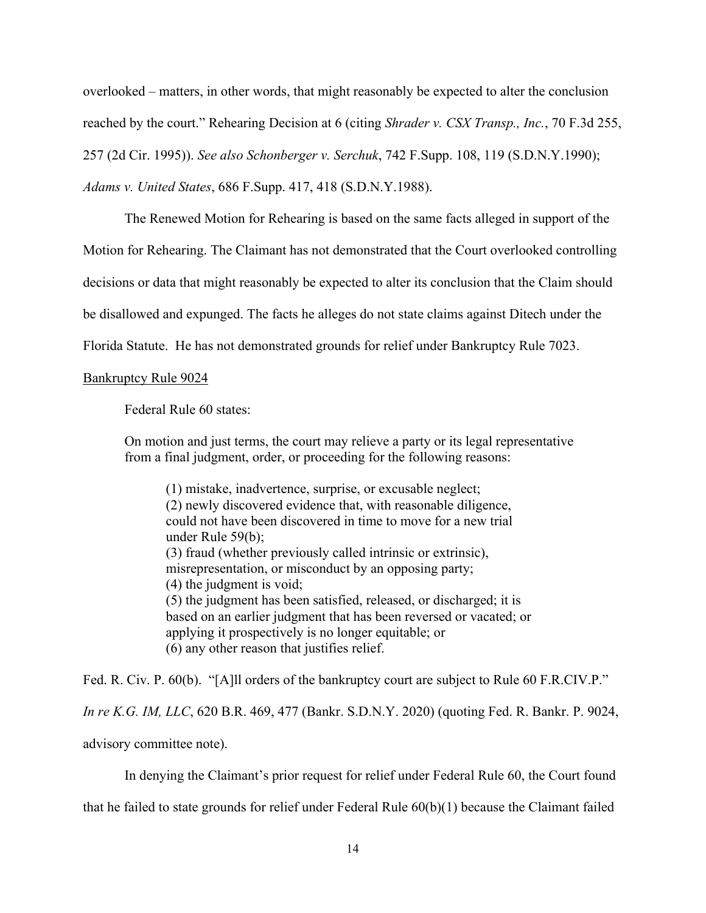overlooked – matters, in other words, that might reasonably be expected to alter the conclusion reached by the court." Rehearing Decision at 6 (citing *Shrader v. CSX Transp., Inc.*, 70 F.3d 255, 257 (2d Cir. 1995)). *See also Schonberger v. Serchuk*, 742 F.Supp. 108, 119 (S.D.N.Y.1990); *Adams v. United States*, 686 F.Supp. 417, 418 (S.D.N.Y.1988).

The Renewed Motion for Rehearing is based on the same facts alleged in support of the Motion for Rehearing. The Claimant has not demonstrated that the Court overlooked controlling decisions or data that might reasonably be expected to alter its conclusion that the Claim should be disallowed and expunged. The facts he alleges do not state claims against Ditech under the Florida Statute. He has not demonstrated grounds for relief under Bankruptcy Rule 7023.

<u>Bankruptcy Rule 9024</u>

Federal Rule 60 states:

> On motion and just terms, the court may relieve a party or its legal representative from a final judgment, order, or proceeding for the following reasons:
>
> > (1) mistake, inadvertence, surprise, or excusable neglect;
> > (2) newly discovered evidence that, with reasonable diligence, could not have been discovered in time to move for a new trial under Rule 59(b);
> > (3) fraud (whether previously called intrinsic or extrinsic), misrepresentation, or misconduct by an opposing party;
> > (4) the judgment is void;
> > (5) the judgment has been satisfied, released, or discharged; it is based on an earlier judgment that has been reversed or vacated; or applying it prospectively is no longer equitable; or
> > (6) any other reason that justifies relief.

Fed. R. Civ. P. 60(b). "[A]ll orders of the bankruptcy court are subject to Rule 60 F.R.CIV.P." *In re K.G. IM, LLC*, 620 B.R. 469, 477 (Bankr. S.D.N.Y. 2020) (quoting Fed. R. Bankr. P. 9024, advisory committee note).

In denying the Claimant's prior request for relief under Federal Rule 60, the Court found that he failed to state grounds for relief under Federal Rule 60(b)(1) because the Claimant failed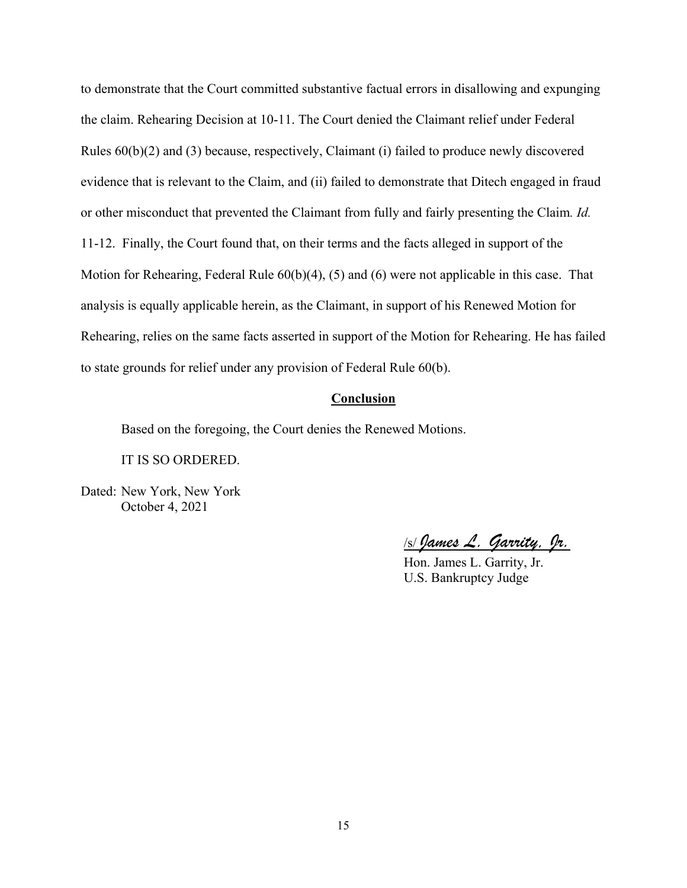to demonstrate that the Court committed substantive factual errors in disallowing and expunging the claim. Rehearing Decision at 10-11. The Court denied the Claimant relief under Federal Rules 60(b)(2) and (3) because, respectively, Claimant (i) failed to produce newly discovered evidence that is relevant to the Claim, and (ii) failed to demonstrate that Ditech engaged in fraud or other misconduct that prevented the Claimant from fully and fairly presenting the Claim. *Id.* 11-12. Finally, the Court found that, on their terms and the facts alleged in support of the Motion for Rehearing, Federal Rule 60(b)(4), (5) and (6) were not applicable in this case. That analysis is equally applicable herein, as the Claimant, in support of his Renewed Motion for Rehearing, relies on the same facts asserted in support of the Motion for Rehearing. He has failed to state grounds for relief under any provision of Federal Rule 60(b).

## **Conclusion**

Based on the foregoing, the Court denies the Renewed Motions.

IT IS SO ORDERED.

Dated: New York, New York
October 4, 2021

/s/ *James L. Garrity, Jr.*
Hon. James L. Garrity, Jr.
U.S. Bankruptcy Judge